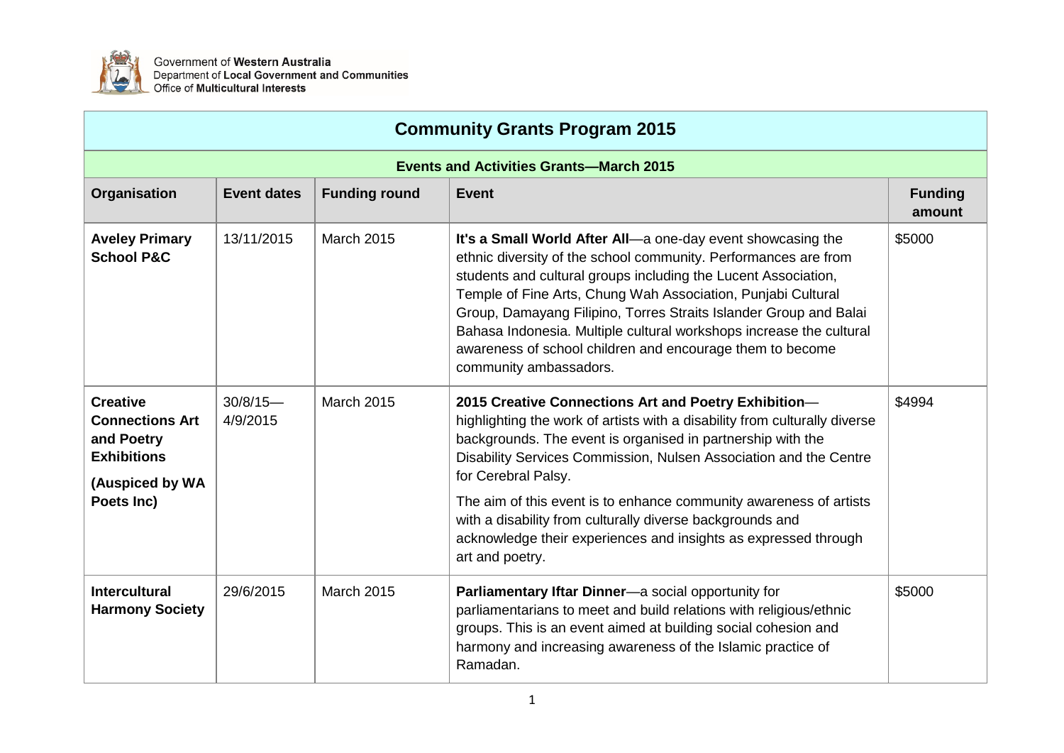Government of **Western Australia**
Department of **Local Government and Communities**
Office of **Multicultural Interests**

# Community Grants Program 2015

## Events and Activities Grants—March 2015

| Organisation | Event dates | Funding round | Event | Funding amount |
|---|---|---|---|---|
| **Aveley Primary School P&C** | 13/11/2015 | March 2015 | **It's a Small World After All**—a one-day event showcasing the ethnic diversity of the school community. Performances are from students and cultural groups including the Lucent Association, Temple of Fine Arts, Chung Wah Association, Punjabi Cultural Group, Damayang Filipino, Torres Straits Islander Group and Balai Bahasa Indonesia. Multiple cultural workshops increase the cultural awareness of school children and encourage them to become community ambassadors. | $5000 |
| **Creative Connections Art and Poetry Exhibitions (Auspiced by WA Poets Inc)** | 30/8/15—4/9/2015 | March 2015 | **2015 Creative Connections Art and Poetry Exhibition**—highlighting the work of artists with a disability from culturally diverse backgrounds. The event is organised in partnership with the Disability Services Commission, Nulsen Association and the Centre for Cerebral Palsy. The aim of this event is to enhance community awareness of artists with a disability from culturally diverse backgrounds and acknowledge their experiences and insights as expressed through art and poetry. | $4994 |
| **Intercultural Harmony Society** | 29/6/2015 | March 2015 | **Parliamentary Iftar Dinner**—a social opportunity for parliamentarians to meet and build relations with religious/ethnic groups. This is an event aimed at building social cohesion and harmony and increasing awareness of the Islamic practice of Ramadan. | $5000 |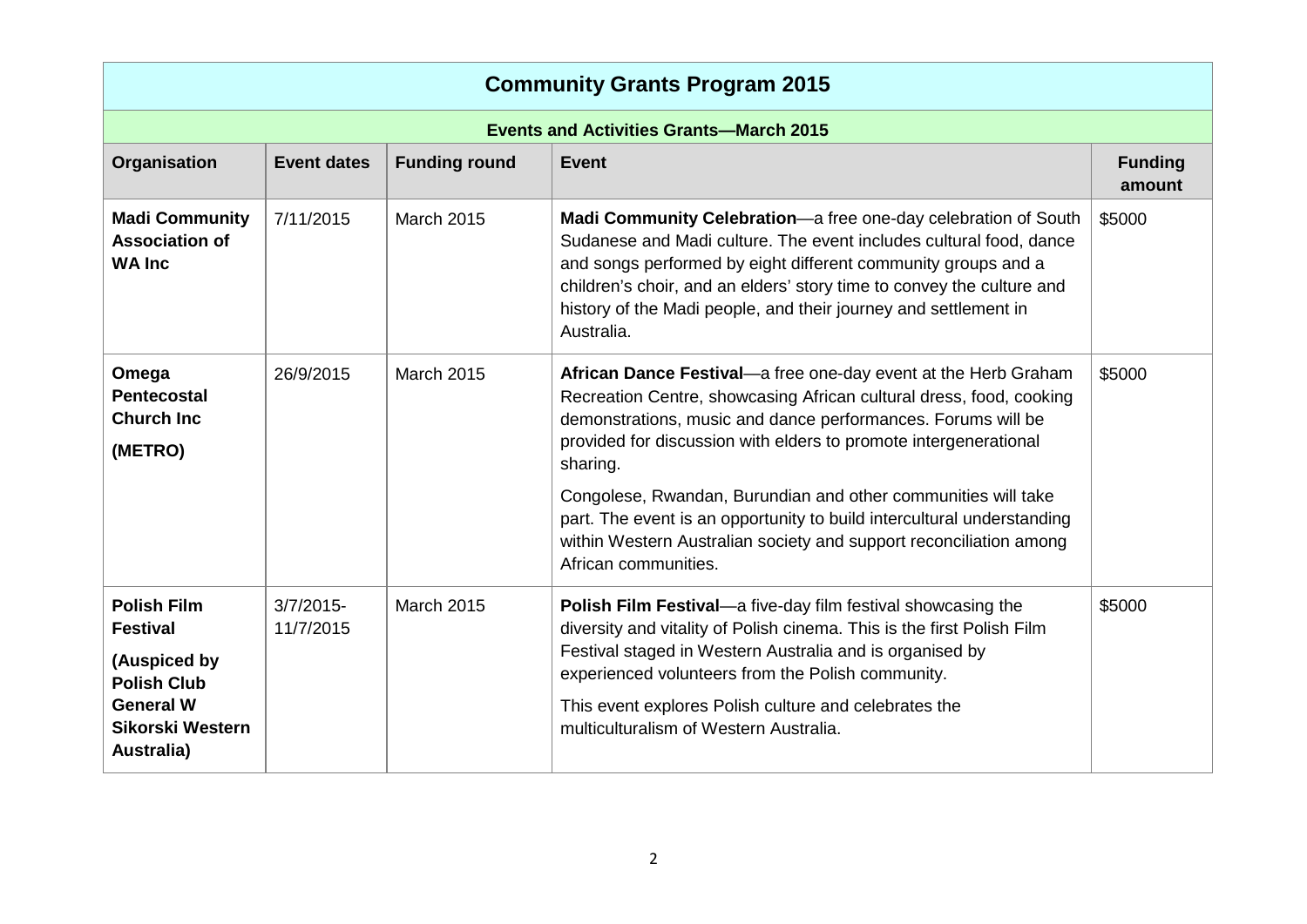## Community Grants Program 2015

### Events and Activities Grants—March 2015

| Organisation | Event dates | Funding round | Event | Funding amount |
|---|---|---|---|---|
| **Madi Community Association of WA Inc** | 7/11/2015 | March 2015 | **Madi Community Celebration**—a free one-day celebration of South Sudanese and Madi culture. The event includes cultural food, dance and songs performed by eight different community groups and a children's choir, and an elders' story time to convey the culture and history of the Madi people, and their journey and settlement in Australia. | $5000 |
| **Omega Pentecostal Church Inc** **(METRO)** | 26/9/2015 | March 2015 | **African Dance Festival**—a free one-day event at the Herb Graham Recreation Centre, showcasing African cultural dress, food, cooking demonstrations, music and dance performances. Forums will be provided for discussion with elders to promote intergenerational sharing. Congolese, Rwandan, Burundian and other communities will take part. The event is an opportunity to build intercultural understanding within Western Australian society and support reconciliation among African communities. | $5000 |
| **Polish Film Festival** **(Auspiced by Polish Club General W Sikorski Western Australia)** | 3/7/2015-11/7/2015 | March 2015 | **Polish Film Festival**—a five-day film festival showcasing the diversity and vitality of Polish cinema. This is the first Polish Film Festival staged in Western Australia and is organised by experienced volunteers from the Polish community. This event explores Polish culture and celebrates the multiculturalism of Western Australia. | $5000 |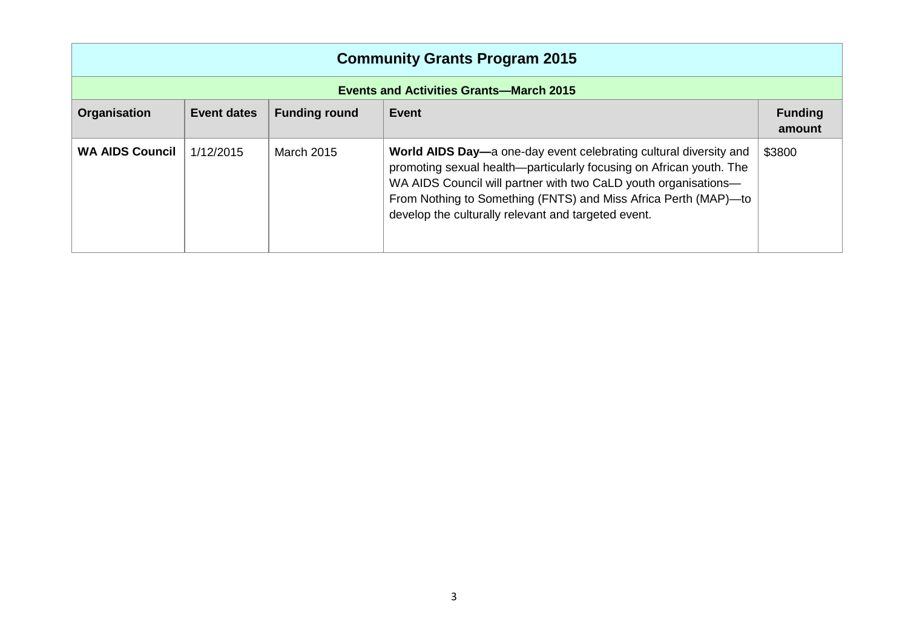| Community Grants Program 2015 | | | | |
|---|---|---|---|---|
| **Events and Activities Grants—March 2015** | | | | |
| **Organisation** | **Event dates** | **Funding round** | **Event** | **Funding amount** |
| **WA AIDS Council** | 1/12/2015 | March 2015 | **World AIDS Day—**a one-day event celebrating cultural diversity and promoting sexual health—particularly focusing on African youth. The WA AIDS Council will partner with two CaLD youth organisations—From Nothing to Something (FNTS) and Miss Africa Perth (MAP)—to develop the culturally relevant and targeted event. | $3800 |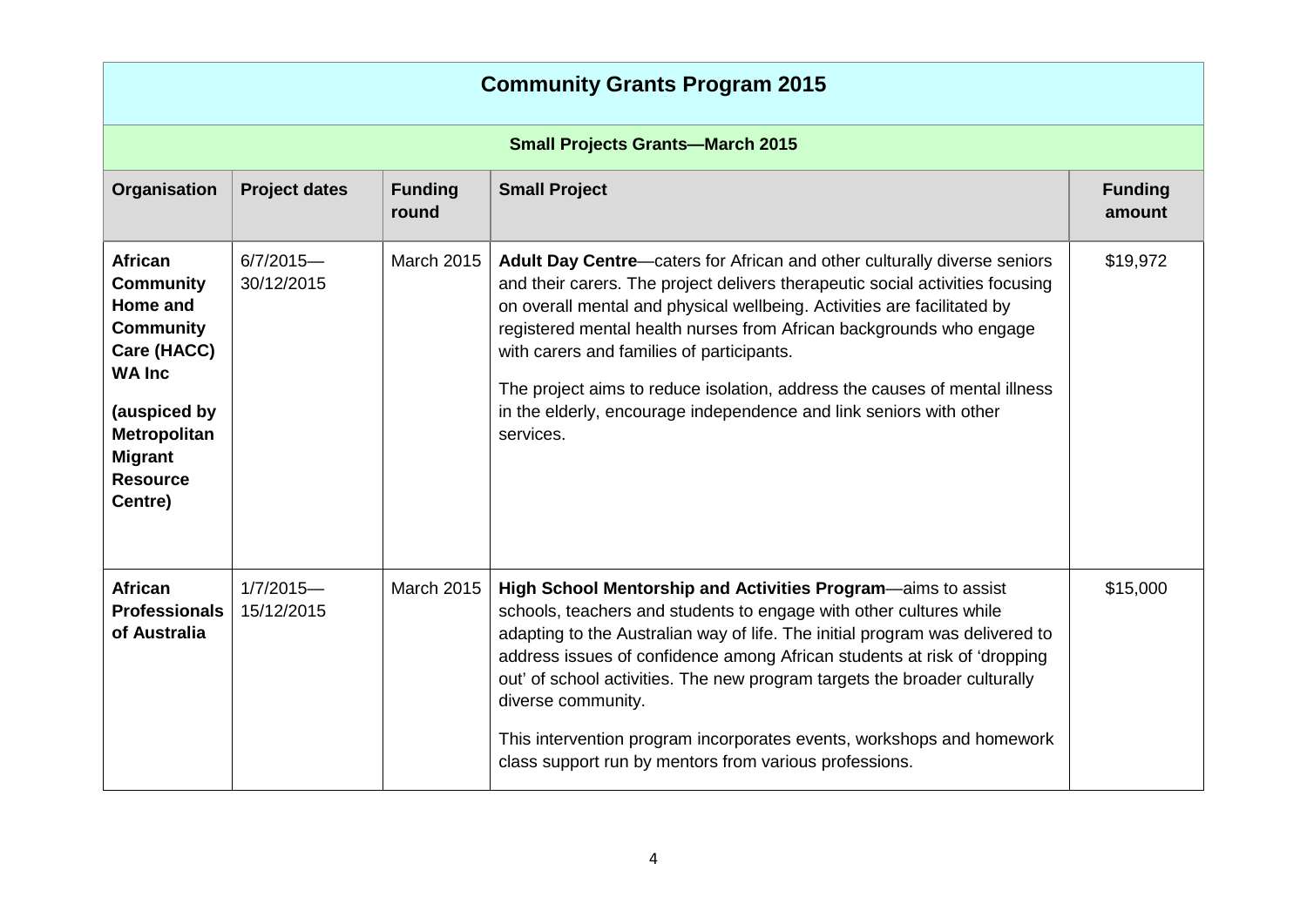## Community Grants Program 2015

### Small Projects Grants—March 2015

| Organisation | Project dates | Funding round | Small Project | Funding amount |
|---|---|---|---|---|
| **African Community Home and Community Care (HACC) WA Inc** **(auspiced by Metropolitan Migrant Resource Centre)** | 6/7/2015—30/12/2015 | March 2015 | **Adult Day Centre**—caters for African and other culturally diverse seniors and their carers. The project delivers therapeutic social activities focusing on overall mental and physical wellbeing. Activities are facilitated by registered mental health nurses from African backgrounds who engage with carers and families of participants. The project aims to reduce isolation, address the causes of mental illness in the elderly, encourage independence and link seniors with other services. | $19,972 |
| **African Professionals of Australia** | 1/7/2015—15/12/2015 | March 2015 | **High School Mentorship and Activities Program**—aims to assist schools, teachers and students to engage with other cultures while adapting to the Australian way of life. The initial program was delivered to address issues of confidence among African students at risk of 'dropping out' of school activities. The new program targets the broader culturally diverse community. This intervention program incorporates events, workshops and homework class support run by mentors from various professions. | $15,000 |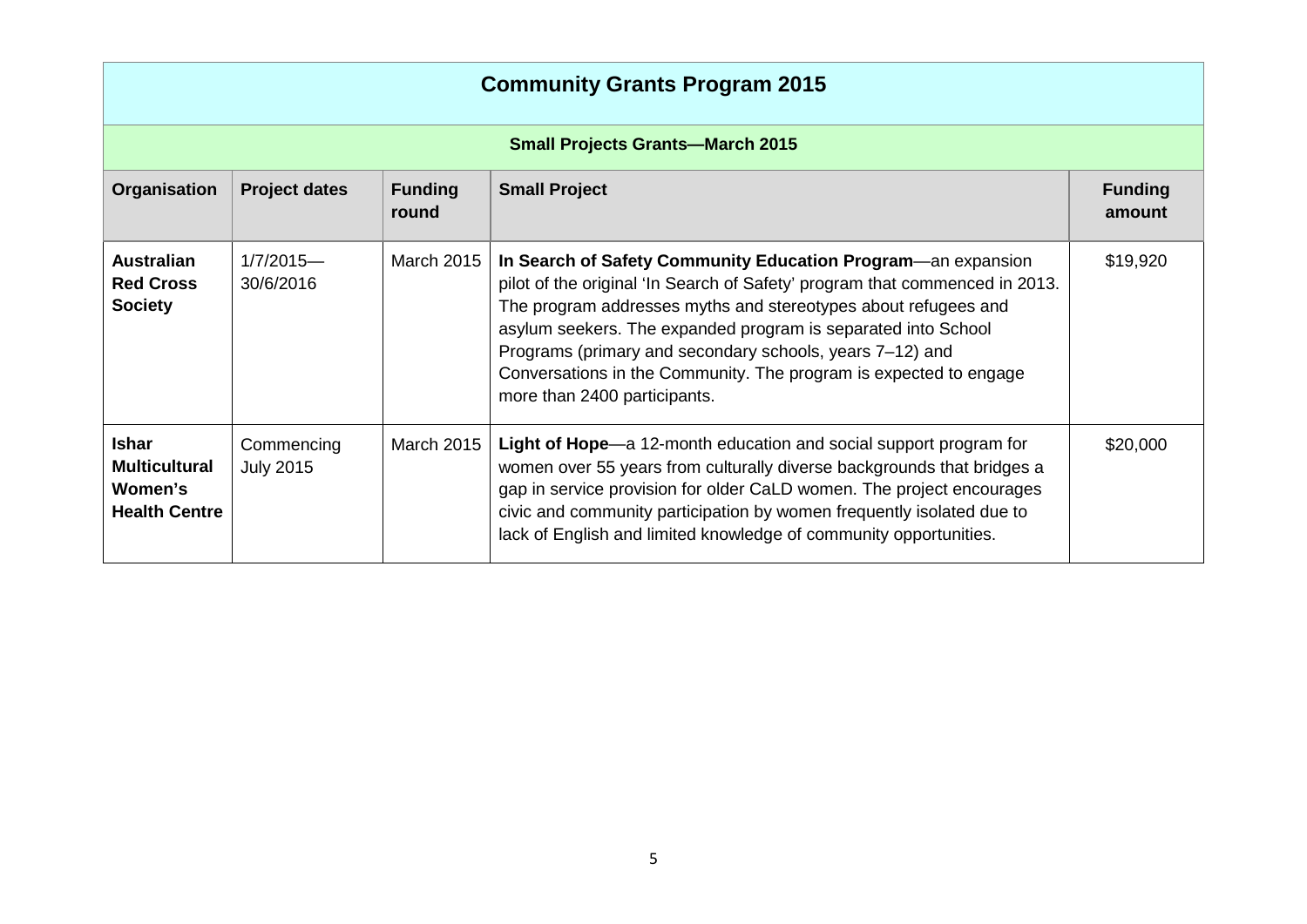## Community Grants Program 2015

### Small Projects Grants—March 2015

| Organisation | Project dates | Funding round | Small Project | Funding amount |
|---|---|---|---|---|
| **Australian Red Cross Society** | 1/7/2015—30/6/2016 | March 2015 | **In Search of Safety Community Education Program**—an expansion pilot of the original 'In Search of Safety' program that commenced in 2013. The program addresses myths and stereotypes about refugees and asylum seekers. The expanded program is separated into School Programs (primary and secondary schools, years 7–12) and Conversations in the Community. The program is expected to engage more than 2400 participants. | $19,920 |
| **Ishar Multicultural Women's Health Centre** | Commencing July 2015 | March 2015 | **Light of Hope**—a 12-month education and social support program for women over 55 years from culturally diverse backgrounds that bridges a gap in service provision for older CaLD women. The project encourages civic and community participation by women frequently isolated due to lack of English and limited knowledge of community opportunities. | $20,000 |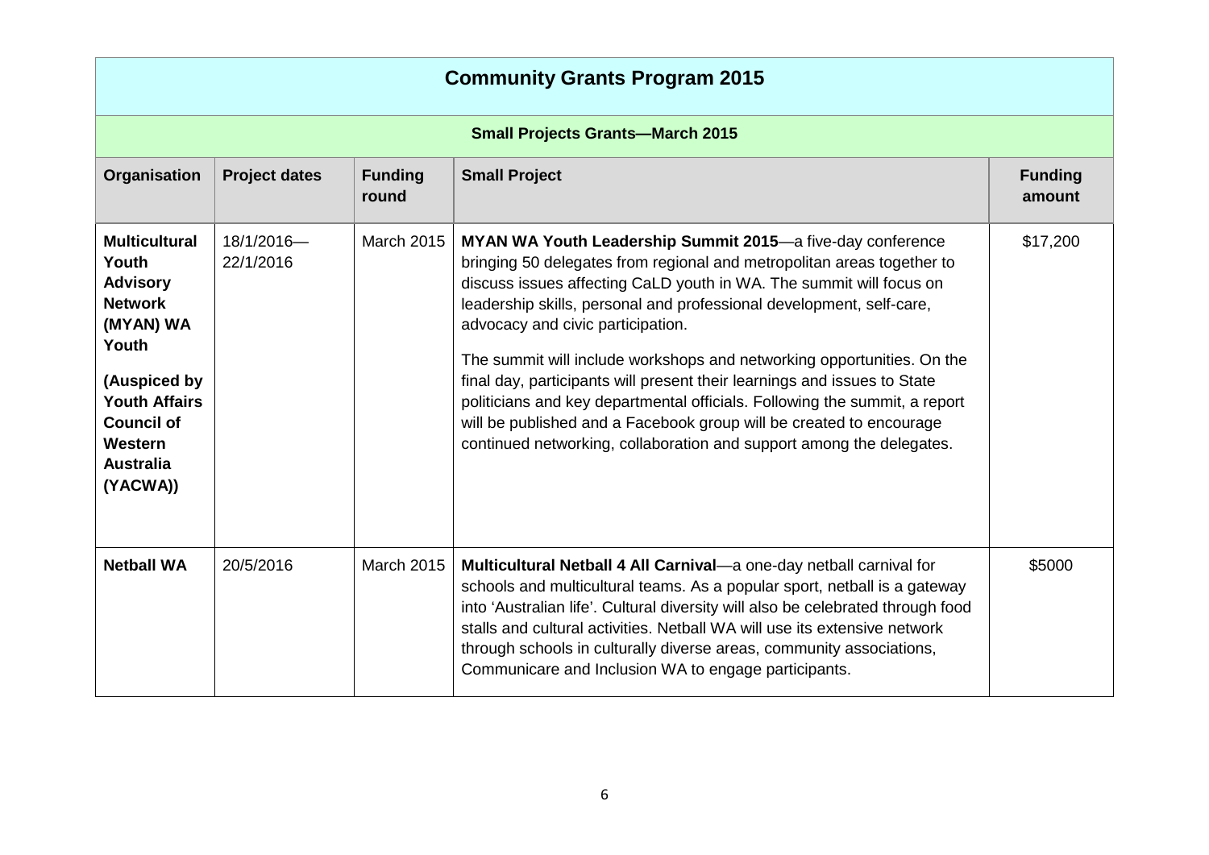| Community Grants Program 2015 | | | | |
|---|---|---|---|---|
| **Small Projects Grants—March 2015** | | | | |
| **Organisation** | **Project dates** | **Funding round** | **Small Project** | **Funding amount** |
| **Multicultural Youth Advisory Network (MYAN) WA Youth (Auspiced by Youth Affairs Council of Western Australia (YACWA))** | 18/1/2016—22/1/2016 | March 2015 | **MYAN WA Youth Leadership Summit 2015**—a five-day conference bringing 50 delegates from regional and metropolitan areas together to discuss issues affecting CaLD youth in WA. The summit will focus on leadership skills, personal and professional development, self-care, advocacy and civic participation.<br><br>The summit will include workshops and networking opportunities. On the final day, participants will present their learnings and issues to State politicians and key departmental officials. Following the summit, a report will be published and a Facebook group will be created to encourage continued networking, collaboration and support among the delegates. | $17,200 |
| **Netball WA** | 20/5/2016 | March 2015 | **Multicultural Netball 4 All Carnival**—a one-day netball carnival for schools and multicultural teams. As a popular sport, netball is a gateway into 'Australian life'. Cultural diversity will also be celebrated through food stalls and cultural activities. Netball WA will use its extensive network through schools in culturally diverse areas, community associations, Communicare and Inclusion WA to engage participants. | $5000 |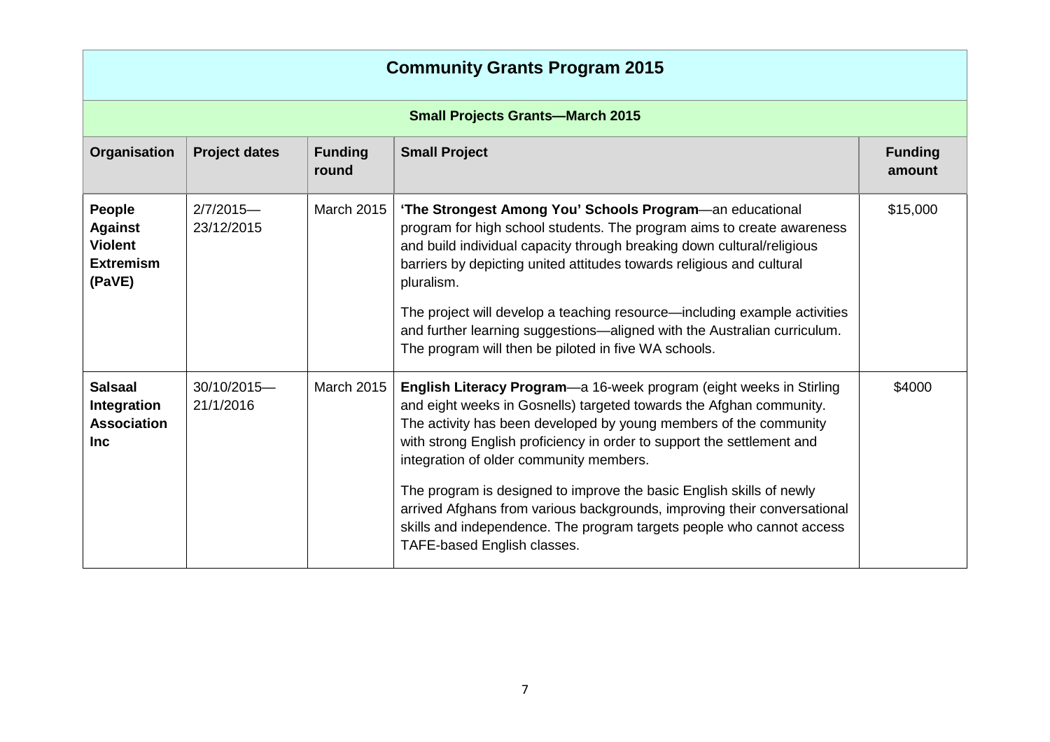## Community Grants Program 2015

### Small Projects Grants—March 2015

| Organisation | Project dates | Funding round | Small Project | Funding amount |
|---|---|---|---|---|
| **People Against Violent Extremism (PaVE)** | 2/7/2015—23/12/2015 | March 2015 | **'The Strongest Among You' Schools Program**—an educational program for high school students. The program aims to create awareness and build individual capacity through breaking down cultural/religious barriers by depicting united attitudes towards religious and cultural pluralism.<br><br>The project will develop a teaching resource—including example activities and further learning suggestions—aligned with the Australian curriculum. The program will then be piloted in five WA schools. | $15,000 |
| **Salsaal Integration Association Inc** | 30/10/2015—21/1/2016 | March 2015 | **English Literacy Program**—a 16-week program (eight weeks in Stirling and eight weeks in Gosnells) targeted towards the Afghan community. The activity has been developed by young members of the community with strong English proficiency in order to support the settlement and integration of older community members.<br><br>The program is designed to improve the basic English skills of newly arrived Afghans from various backgrounds, improving their conversational skills and independence. The program targets people who cannot access TAFE-based English classes. | $4000 |